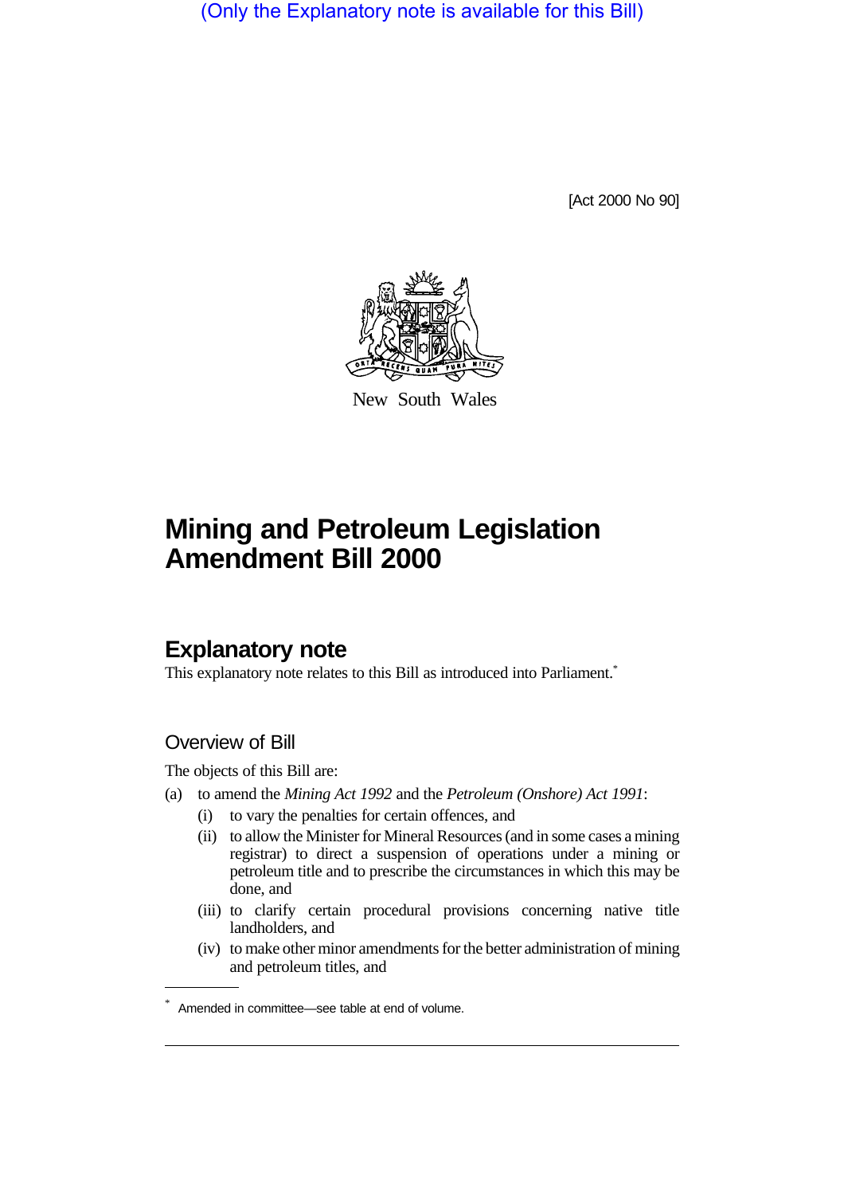(Only the Explanatory note is available for this Bill)

[Act 2000 No 90]

New South Wales

# Mining and Petroleum Legislation Amendment Bill 2000

## Explanatory note

This explanatory note relates to this Bill as introduced into Parliament.*

### Overview of Bill

The objects of this Bill are:

(a) to amend the *Mining Act 1992* and the *Petroleum (Onshore) Act 1991*:

- (i) to vary the penalties for certain offences, and
- (ii) to allow the Minister for Mineral Resources (and in some cases a mining registrar) to direct a suspension of operations under a mining or petroleum title and to prescribe the circumstances in which this may be done, and
- (iii) to clarify certain procedural provisions concerning native title landholders, and
- (iv) to make other minor amendments for the better administration of mining and petroleum titles, and

\* Amended in committee—see table at end of volume.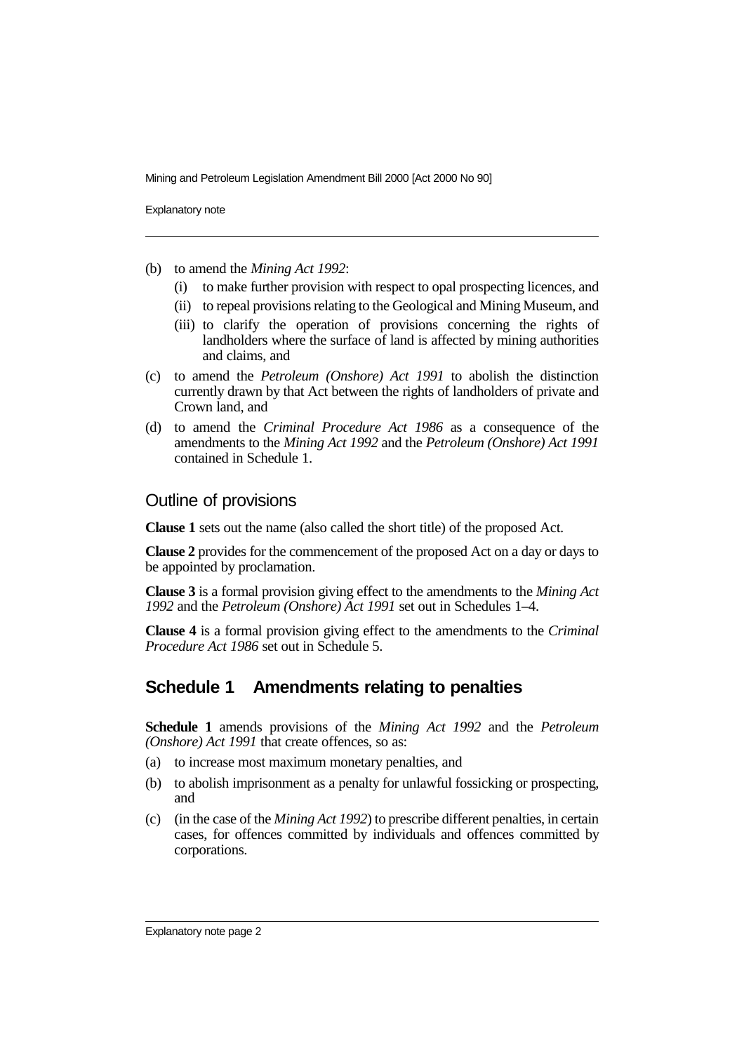(b) to amend the *Mining Act 1992*:
   (i) to make further provision with respect to opal prospecting licences, and
   (ii) to repeal provisions relating to the Geological and Mining Museum, and
   (iii) to clarify the operation of provisions concerning the rights of landholders where the surface of land is affected by mining authorities and claims, and

(c) to amend the *Petroleum (Onshore) Act 1991* to abolish the distinction currently drawn by that Act between the rights of landholders of private and Crown land, and

(d) to amend the *Criminal Procedure Act 1986* as a consequence of the amendments to the *Mining Act 1992* and the *Petroleum (Onshore) Act 1991* contained in Schedule 1.

## Outline of provisions

**Clause 1** sets out the name (also called the short title) of the proposed Act.

**Clause 2** provides for the commencement of the proposed Act on a day or days to be appointed by proclamation.

**Clause 3** is a formal provision giving effect to the amendments to the *Mining Act 1992* and the *Petroleum (Onshore) Act 1991* set out in Schedules 1–4.

**Clause 4** is a formal provision giving effect to the amendments to the *Criminal Procedure Act 1986* set out in Schedule 5.

## Schedule 1 Amendments relating to penalties

**Schedule 1** amends provisions of the *Mining Act 1992* and the *Petroleum (Onshore) Act 1991* that create offences, so as:

(a) to increase most maximum monetary penalties, and

(b) to abolish imprisonment as a penalty for unlawful fossicking or prospecting, and

(c) (in the case of the *Mining Act 1992*) to prescribe different penalties, in certain cases, for offences committed by individuals and offences committed by corporations.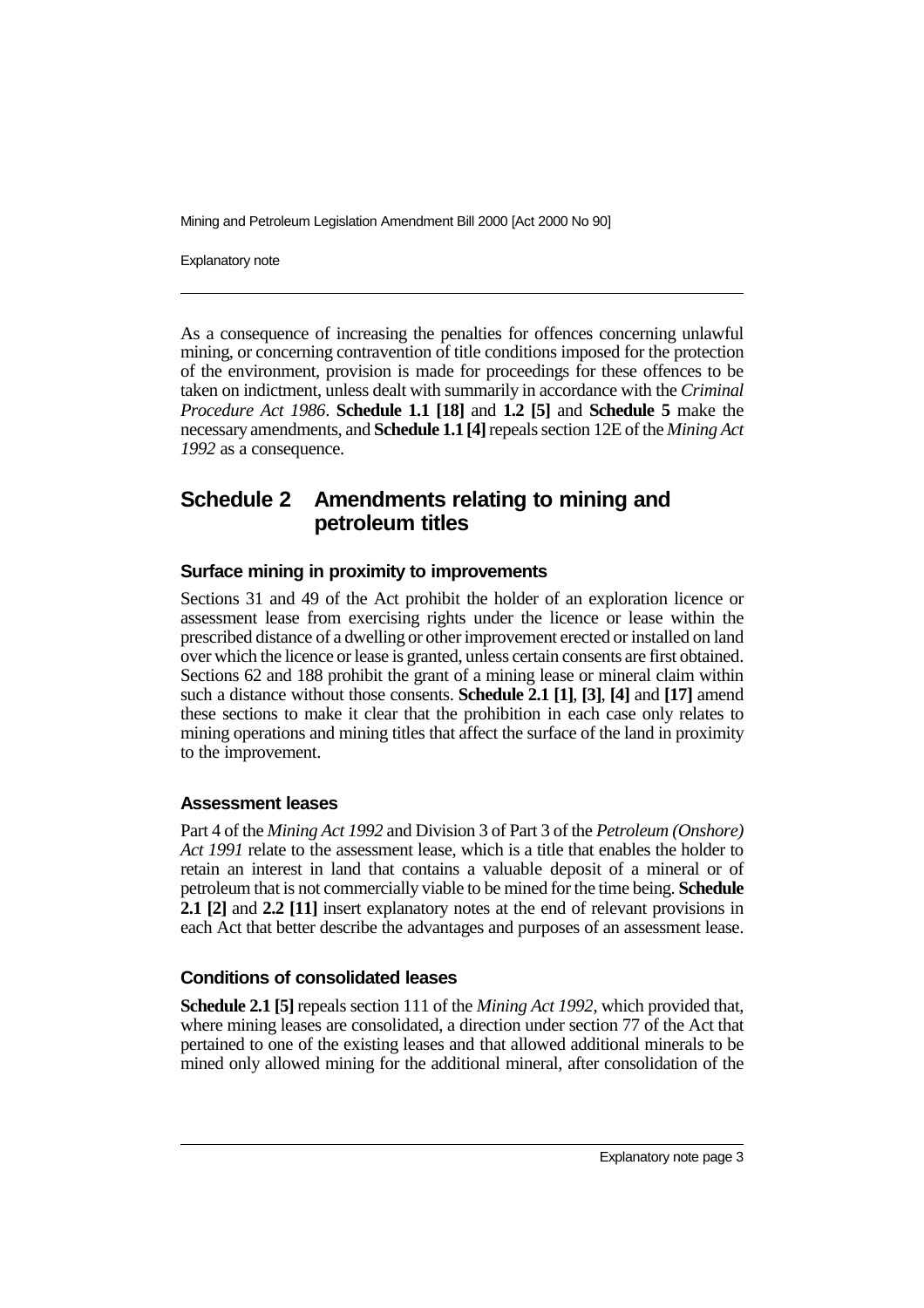As a consequence of increasing the penalties for offences concerning unlawful mining, or concerning contravention of title conditions imposed for the protection of the environment, provision is made for proceedings for these offences to be taken on indictment, unless dealt with summarily in accordance with the *Criminal Procedure Act 1986*. **Schedule 1.1 [18]** and **1.2 [5]** and **Schedule 5** make the necessary amendments, and **Schedule 1.1 [4]** repeals section 12E of the *Mining Act 1992* as a consequence.

## Schedule 2 Amendments relating to mining and petroleum titles

### Surface mining in proximity to improvements

Sections 31 and 49 of the Act prohibit the holder of an exploration licence or assessment lease from exercising rights under the licence or lease within the prescribed distance of a dwelling or other improvement erected or installed on land over which the licence or lease is granted, unless certain consents are first obtained. Sections 62 and 188 prohibit the grant of a mining lease or mineral claim within such a distance without those consents. **Schedule 2.1 [1]**, **[3]**, **[4]** and **[17]** amend these sections to make it clear that the prohibition in each case only relates to mining operations and mining titles that affect the surface of the land in proximity to the improvement.

### Assessment leases

Part 4 of the *Mining Act 1992* and Division 3 of Part 3 of the *Petroleum (Onshore) Act 1991* relate to the assessment lease, which is a title that enables the holder to retain an interest in land that contains a valuable deposit of a mineral or of petroleum that is not commercially viable to be mined for the time being. **Schedule 2.1 [2]** and **2.2 [11]** insert explanatory notes at the end of relevant provisions in each Act that better describe the advantages and purposes of an assessment lease.

### Conditions of consolidated leases

**Schedule 2.1 [5]** repeals section 111 of the *Mining Act 1992*, which provided that, where mining leases are consolidated, a direction under section 77 of the Act that pertained to one of the existing leases and that allowed additional minerals to be mined only allowed mining for the additional mineral, after consolidation of the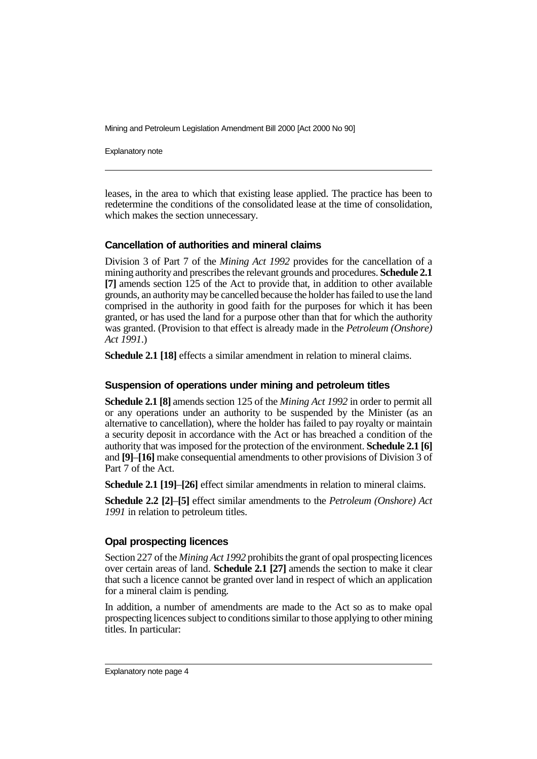leases, in the area to which that existing lease applied. The practice has been to redetermine the conditions of the consolidated lease at the time of consolidation, which makes the section unnecessary.

### Cancellation of authorities and mineral claims

Division 3 of Part 7 of the *Mining Act 1992* provides for the cancellation of a mining authority and prescribes the relevant grounds and procedures. **Schedule 2.1 [7]** amends section 125 of the Act to provide that, in addition to other available grounds, an authority may be cancelled because the holder has failed to use the land comprised in the authority in good faith for the purposes for which it has been granted, or has used the land for a purpose other than that for which the authority was granted. (Provision to that effect is already made in the *Petroleum (Onshore) Act 1991*.)

**Schedule 2.1 [18]** effects a similar amendment in relation to mineral claims.

### Suspension of operations under mining and petroleum titles

**Schedule 2.1 [8]** amends section 125 of the *Mining Act 1992* in order to permit all or any operations under an authority to be suspended by the Minister (as an alternative to cancellation), where the holder has failed to pay royalty or maintain a security deposit in accordance with the Act or has breached a condition of the authority that was imposed for the protection of the environment. **Schedule 2.1 [6]** and **[9]**–**[16]** make consequential amendments to other provisions of Division 3 of Part 7 of the Act.

**Schedule 2.1 [19]**–**[26]** effect similar amendments in relation to mineral claims.

**Schedule 2.2 [2]**–**[5]** effect similar amendments to the *Petroleum (Onshore) Act 1991* in relation to petroleum titles.

### Opal prospecting licences

Section 227 of the *Mining Act 1992* prohibits the grant of opal prospecting licences over certain areas of land. **Schedule 2.1 [27]** amends the section to make it clear that such a licence cannot be granted over land in respect of which an application for a mineral claim is pending.

In addition, a number of amendments are made to the Act so as to make opal prospecting licences subject to conditions similar to those applying to other mining titles. In particular: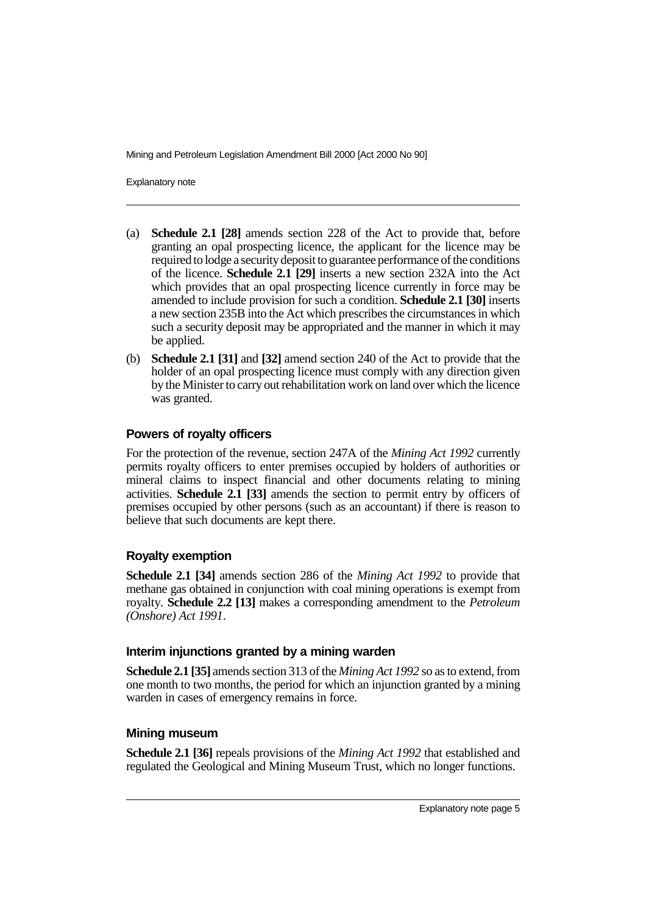(a) **Schedule 2.1 [28]** amends section 228 of the Act to provide that, before granting an opal prospecting licence, the applicant for the licence may be required to lodge a security deposit to guarantee performance of the conditions of the licence. **Schedule 2.1 [29]** inserts a new section 232A into the Act which provides that an opal prospecting licence currently in force may be amended to include provision for such a condition. **Schedule 2.1 [30]** inserts a new section 235B into the Act which prescribes the circumstances in which such a security deposit may be appropriated and the manner in which it may be applied.

(b) **Schedule 2.1 [31]** and **[32]** amend section 240 of the Act to provide that the holder of an opal prospecting licence must comply with any direction given by the Minister to carry out rehabilitation work on land over which the licence was granted.

### Powers of royalty officers

For the protection of the revenue, section 247A of the *Mining Act 1992* currently permits royalty officers to enter premises occupied by holders of authorities or mineral claims to inspect financial and other documents relating to mining activities. **Schedule 2.1 [33]** amends the section to permit entry by officers of premises occupied by other persons (such as an accountant) if there is reason to believe that such documents are kept there.

### Royalty exemption

**Schedule 2.1 [34]** amends section 286 of the *Mining Act 1992* to provide that methane gas obtained in conjunction with coal mining operations is exempt from royalty. **Schedule 2.2 [13]** makes a corresponding amendment to the *Petroleum (Onshore) Act 1991*.

### Interim injunctions granted by a mining warden

**Schedule 2.1 [35]** amends section 313 of the *Mining Act 1992* so as to extend, from one month to two months, the period for which an injunction granted by a mining warden in cases of emergency remains in force.

### Mining museum

**Schedule 2.1 [36]** repeals provisions of the *Mining Act 1992* that established and regulated the Geological and Mining Museum Trust, which no longer functions.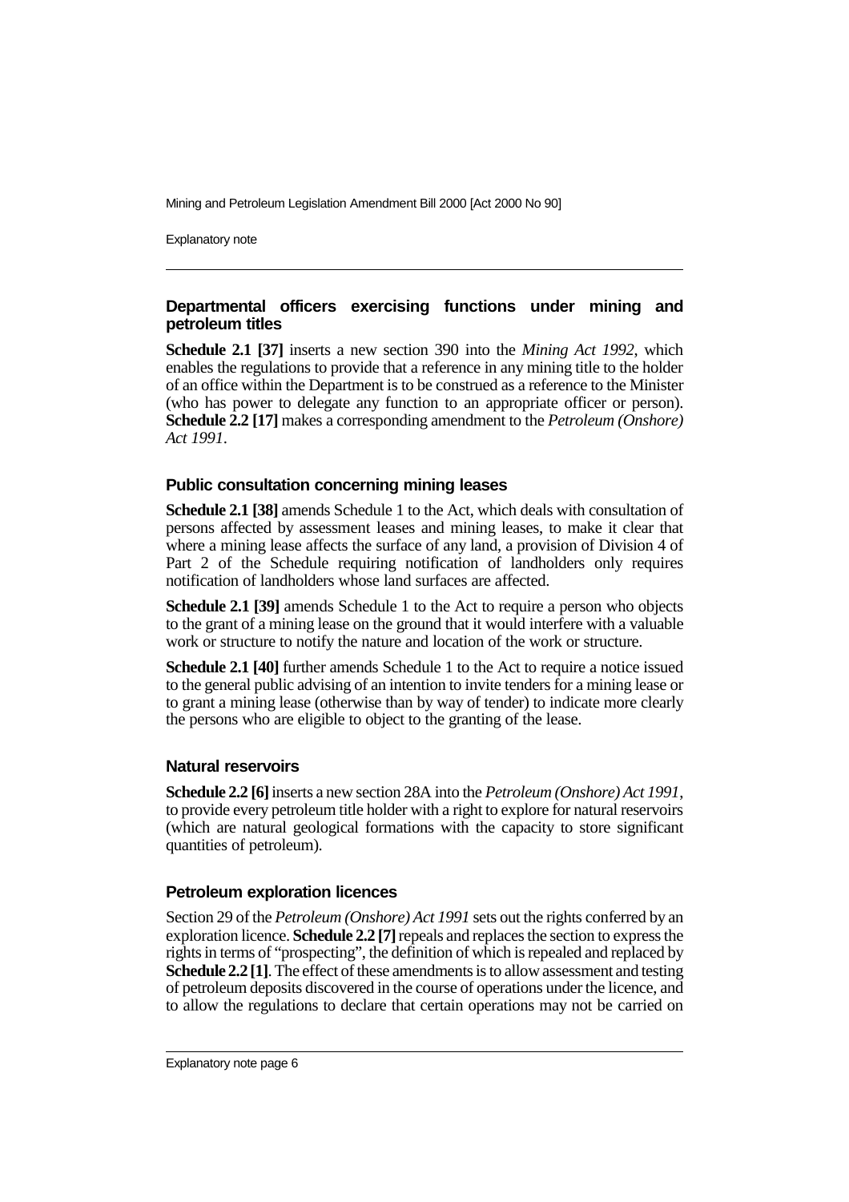### Departmental officers exercising functions under mining and petroleum titles

**Schedule 2.1 [37]** inserts a new section 390 into the *Mining Act 1992*, which enables the regulations to provide that a reference in any mining title to the holder of an office within the Department is to be construed as a reference to the Minister (who has power to delegate any function to an appropriate officer or person). **Schedule 2.2 [17]** makes a corresponding amendment to the *Petroleum (Onshore) Act 1991*.

### Public consultation concerning mining leases

**Schedule 2.1 [38]** amends Schedule 1 to the Act, which deals with consultation of persons affected by assessment leases and mining leases, to make it clear that where a mining lease affects the surface of any land, a provision of Division 4 of Part 2 of the Schedule requiring notification of landholders only requires notification of landholders whose land surfaces are affected.

**Schedule 2.1 [39]** amends Schedule 1 to the Act to require a person who objects to the grant of a mining lease on the ground that it would interfere with a valuable work or structure to notify the nature and location of the work or structure.

**Schedule 2.1 [40]** further amends Schedule 1 to the Act to require a notice issued to the general public advising of an intention to invite tenders for a mining lease or to grant a mining lease (otherwise than by way of tender) to indicate more clearly the persons who are eligible to object to the granting of the lease.

### Natural reservoirs

**Schedule 2.2 [6]** inserts a new section 28A into the *Petroleum (Onshore) Act 1991*, to provide every petroleum title holder with a right to explore for natural reservoirs (which are natural geological formations with the capacity to store significant quantities of petroleum).

### Petroleum exploration licences

Section 29 of the *Petroleum (Onshore) Act 1991* sets out the rights conferred by an exploration licence. **Schedule 2.2 [7]** repeals and replaces the section to express the rights in terms of "prospecting", the definition of which is repealed and replaced by **Schedule 2.2 [1]**. The effect of these amendments is to allow assessment and testing of petroleum deposits discovered in the course of operations under the licence, and to allow the regulations to declare that certain operations may not be carried on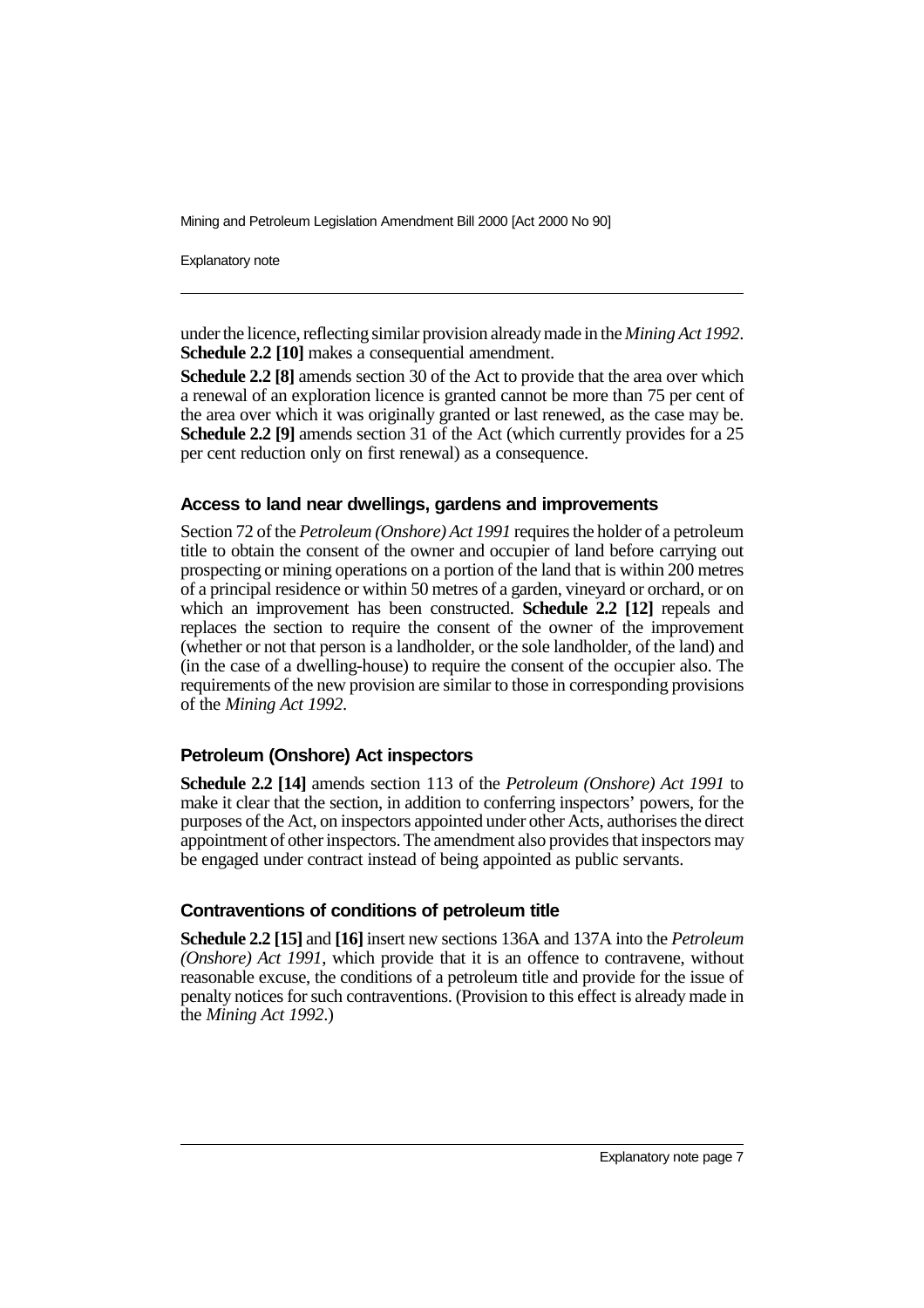under the licence, reflecting similar provision already made in the *Mining Act 1992*. **Schedule 2.2 [10]** makes a consequential amendment.

**Schedule 2.2 [8]** amends section 30 of the Act to provide that the area over which a renewal of an exploration licence is granted cannot be more than 75 per cent of the area over which it was originally granted or last renewed, as the case may be. **Schedule 2.2 [9]** amends section 31 of the Act (which currently provides for a 25 per cent reduction only on first renewal) as a consequence.

### Access to land near dwellings, gardens and improvements

Section 72 of the *Petroleum (Onshore) Act 1991* requires the holder of a petroleum title to obtain the consent of the owner and occupier of land before carrying out prospecting or mining operations on a portion of the land that is within 200 metres of a principal residence or within 50 metres of a garden, vineyard or orchard, or on which an improvement has been constructed. **Schedule 2.2 [12]** repeals and replaces the section to require the consent of the owner of the improvement (whether or not that person is a landholder, or the sole landholder, of the land) and (in the case of a dwelling-house) to require the consent of the occupier also. The requirements of the new provision are similar to those in corresponding provisions of the *Mining Act 1992*.

### Petroleum (Onshore) Act inspectors

**Schedule 2.2 [14]** amends section 113 of the *Petroleum (Onshore) Act 1991* to make it clear that the section, in addition to conferring inspectors' powers, for the purposes of the Act, on inspectors appointed under other Acts, authorises the direct appointment of other inspectors. The amendment also provides that inspectors may be engaged under contract instead of being appointed as public servants.

### Contraventions of conditions of petroleum title

**Schedule 2.2 [15]** and **[16]** insert new sections 136A and 137A into the *Petroleum (Onshore) Act 1991*, which provide that it is an offence to contravene, without reasonable excuse, the conditions of a petroleum title and provide for the issue of penalty notices for such contraventions. (Provision to this effect is already made in the *Mining Act 1992*.)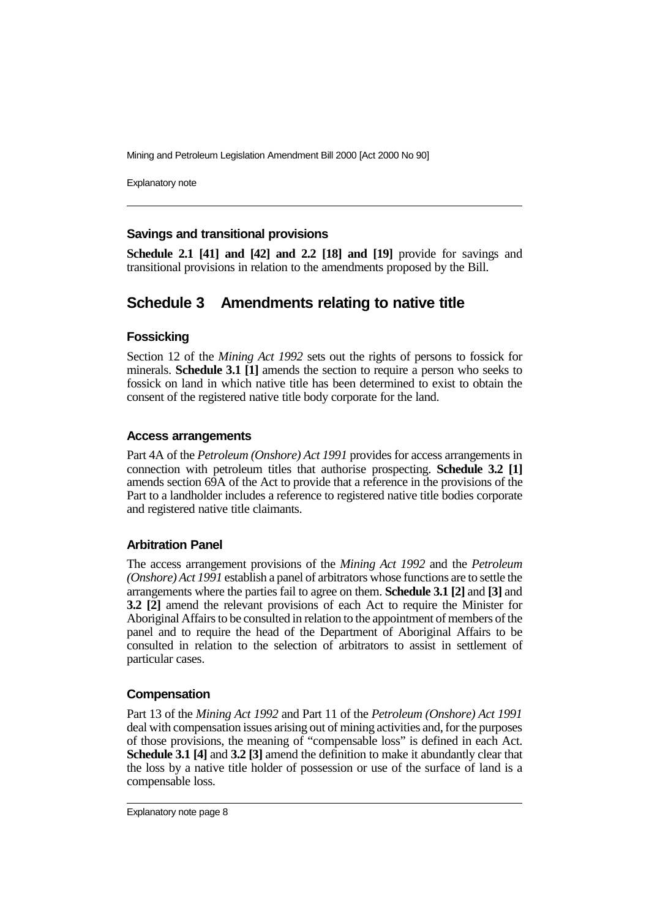### Savings and transitional provisions

**Schedule 2.1 [41] and [42] and 2.2 [18] and [19]** provide for savings and transitional provisions in relation to the amendments proposed by the Bill.

## Schedule 3 Amendments relating to native title

### Fossicking

Section 12 of the *Mining Act 1992* sets out the rights of persons to fossick for minerals. **Schedule 3.1 [1]** amends the section to require a person who seeks to fossick on land in which native title has been determined to exist to obtain the consent of the registered native title body corporate for the land.

### Access arrangements

Part 4A of the *Petroleum (Onshore) Act 1991* provides for access arrangements in connection with petroleum titles that authorise prospecting. **Schedule 3.2 [1]** amends section 69A of the Act to provide that a reference in the provisions of the Part to a landholder includes a reference to registered native title bodies corporate and registered native title claimants.

### Arbitration Panel

The access arrangement provisions of the *Mining Act 1992* and the *Petroleum (Onshore) Act 1991* establish a panel of arbitrators whose functions are to settle the arrangements where the parties fail to agree on them. **Schedule 3.1 [2]** and **[3]** and **3.2 [2]** amend the relevant provisions of each Act to require the Minister for Aboriginal Affairs to be consulted in relation to the appointment of members of the panel and to require the head of the Department of Aboriginal Affairs to be consulted in relation to the selection of arbitrators to assist in settlement of particular cases.

### Compensation

Part 13 of the *Mining Act 1992* and Part 11 of the *Petroleum (Onshore) Act 1991* deal with compensation issues arising out of mining activities and, for the purposes of those provisions, the meaning of "compensable loss" is defined in each Act. **Schedule 3.1 [4]** and **3.2 [3]** amend the definition to make it abundantly clear that the loss by a native title holder of possession or use of the surface of land is a compensable loss.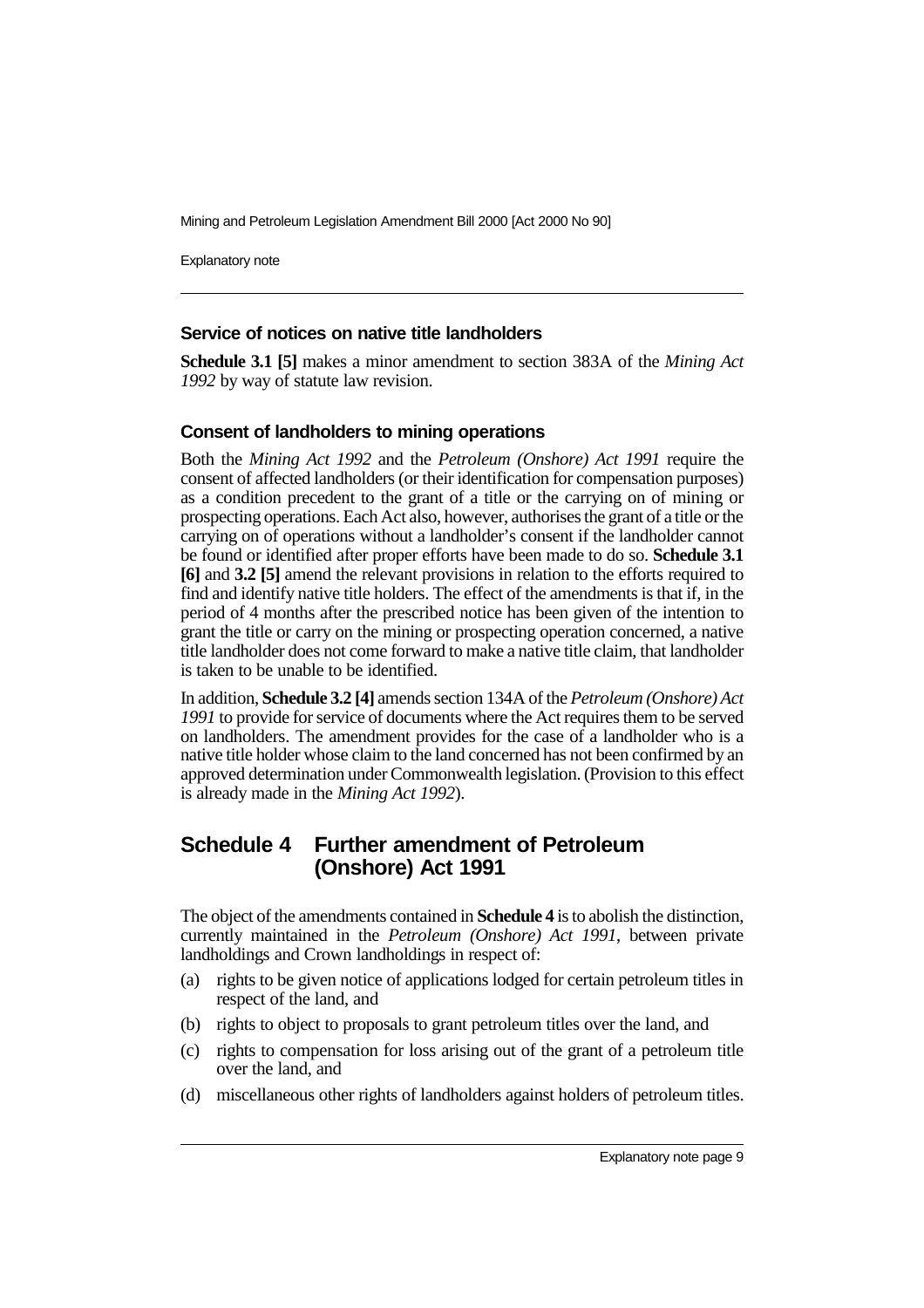### Service of notices on native title landholders

**Schedule 3.1 [5]** makes a minor amendment to section 383A of the *Mining Act 1992* by way of statute law revision.

### Consent of landholders to mining operations

Both the *Mining Act 1992* and the *Petroleum (Onshore) Act 1991* require the consent of affected landholders (or their identification for compensation purposes) as a condition precedent to the grant of a title or the carrying on of mining or prospecting operations. Each Act also, however, authorises the grant of a title or the carrying on of operations without a landholder's consent if the landholder cannot be found or identified after proper efforts have been made to do so. **Schedule 3.1 [6]** and **3.2 [5]** amend the relevant provisions in relation to the efforts required to find and identify native title holders. The effect of the amendments is that if, in the period of 4 months after the prescribed notice has been given of the intention to grant the title or carry on the mining or prospecting operation concerned, a native title landholder does not come forward to make a native title claim, that landholder is taken to be unable to be identified.

In addition, **Schedule 3.2 [4]** amends section 134A of the *Petroleum (Onshore) Act 1991* to provide for service of documents where the Act requires them to be served on landholders. The amendment provides for the case of a landholder who is a native title holder whose claim to the land concerned has not been confirmed by an approved determination under Commonwealth legislation. (Provision to this effect is already made in the *Mining Act 1992*).

## Schedule 4 Further amendment of Petroleum (Onshore) Act 1991

The object of the amendments contained in **Schedule 4** is to abolish the distinction, currently maintained in the *Petroleum (Onshore) Act 1991*, between private landholdings and Crown landholdings in respect of:

(a) rights to be given notice of applications lodged for certain petroleum titles in respect of the land, and

(b) rights to object to proposals to grant petroleum titles over the land, and

(c) rights to compensation for loss arising out of the grant of a petroleum title over the land, and

(d) miscellaneous other rights of landholders against holders of petroleum titles.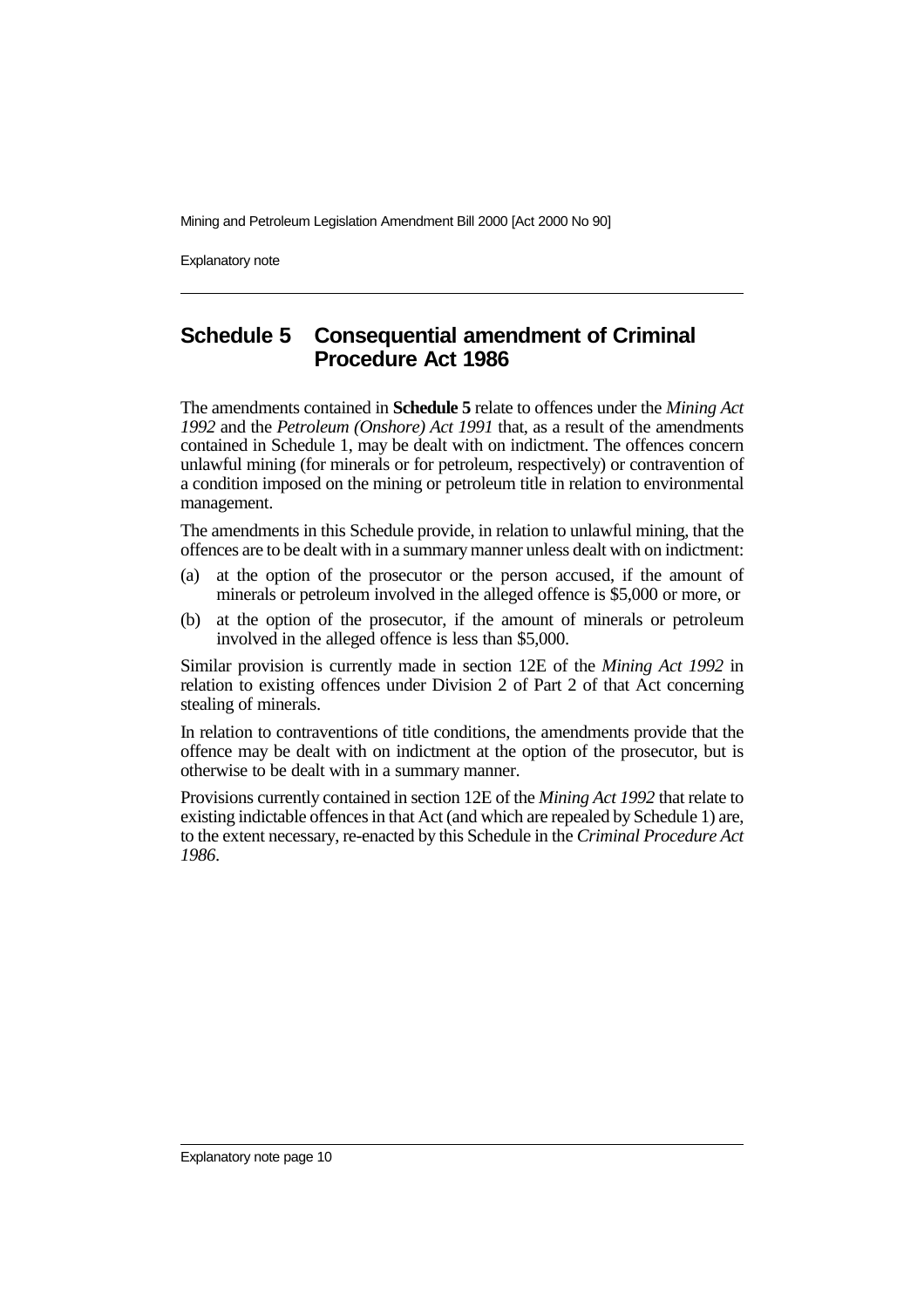## Schedule 5 Consequential amendment of Criminal Procedure Act 1986

The amendments contained in **Schedule 5** relate to offences under the *Mining Act 1992* and the *Petroleum (Onshore) Act 1991* that, as a result of the amendments contained in Schedule 1, may be dealt with on indictment. The offences concern unlawful mining (for minerals or for petroleum, respectively) or contravention of a condition imposed on the mining or petroleum title in relation to environmental management.

The amendments in this Schedule provide, in relation to unlawful mining, that the offences are to be dealt with in a summary manner unless dealt with on indictment:

(a) at the option of the prosecutor or the person accused, if the amount of minerals or petroleum involved in the alleged offence is $5,000 or more, or

(b) at the option of the prosecutor, if the amount of minerals or petroleum involved in the alleged offence is less than $5,000.

Similar provision is currently made in section 12E of the *Mining Act 1992* in relation to existing offences under Division 2 of Part 2 of that Act concerning stealing of minerals.

In relation to contraventions of title conditions, the amendments provide that the offence may be dealt with on indictment at the option of the prosecutor, but is otherwise to be dealt with in a summary manner.

Provisions currently contained in section 12E of the *Mining Act 1992* that relate to existing indictable offences in that Act (and which are repealed by Schedule 1) are, to the extent necessary, re-enacted by this Schedule in the *Criminal Procedure Act 1986*.